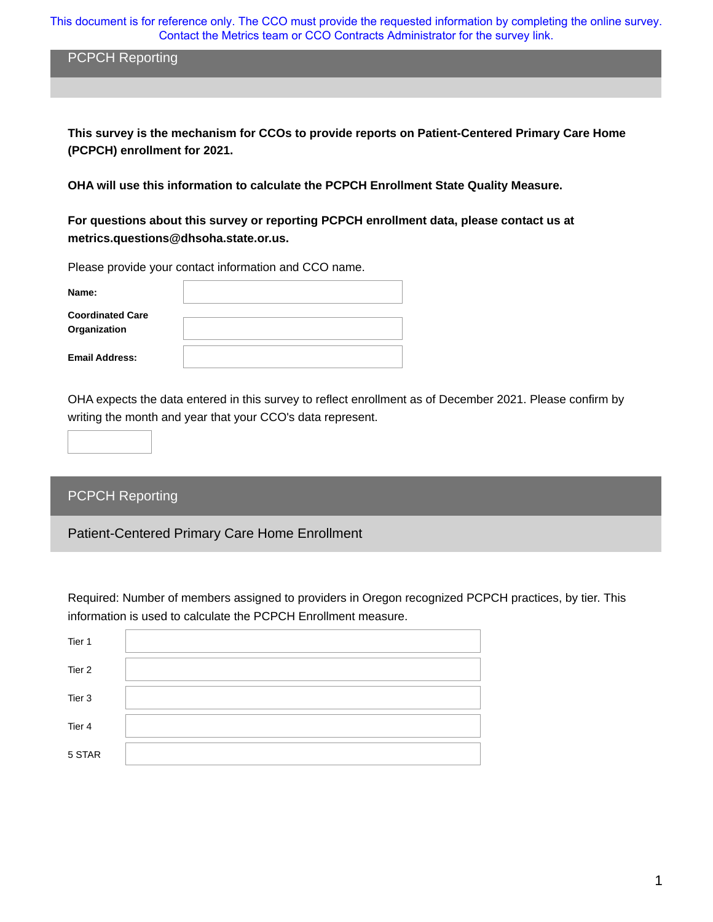This document is for reference only. The CCO must provide the requested information by completing the online survey. Contact the Metrics team or CCO Contracts Administrator for the survey link.

## PCPCH Reporting

**This survey is the mechanism for CCOs to provide reports on Patient-Centered Primary Care Home (PCPCH) enrollment for 2021.**

**OHA will use this information to calculate the PCPCH Enrollment State Quality Measure.**

**For questions about this survey or reporting PCPCH enrollment data, please contact us at metrics.questions@dhsoha.state.or.us.**

Please provide your contact information and CCO name.

| | |
|---|---|
| **Name:** | |
| **Coordinated Care Organization** | |
| **Email Address:** | |

OHA expects the data entered in this survey to reflect enrollment as of December 2021. Please confirm by writing the month and year that your CCO's data represent.

| |
|---|
| |

## PCPCH Reporting

### Patient-Centered Primary Care Home Enrollment

Required: Number of members assigned to providers in Oregon recognized PCPCH practices, by tier. This information is used to calculate the PCPCH Enrollment measure.

| | |
|---|---|
| Tier 1 | |
| Tier 2 | |
| Tier 3 | |
| Tier 4 | |
| 5 STAR | |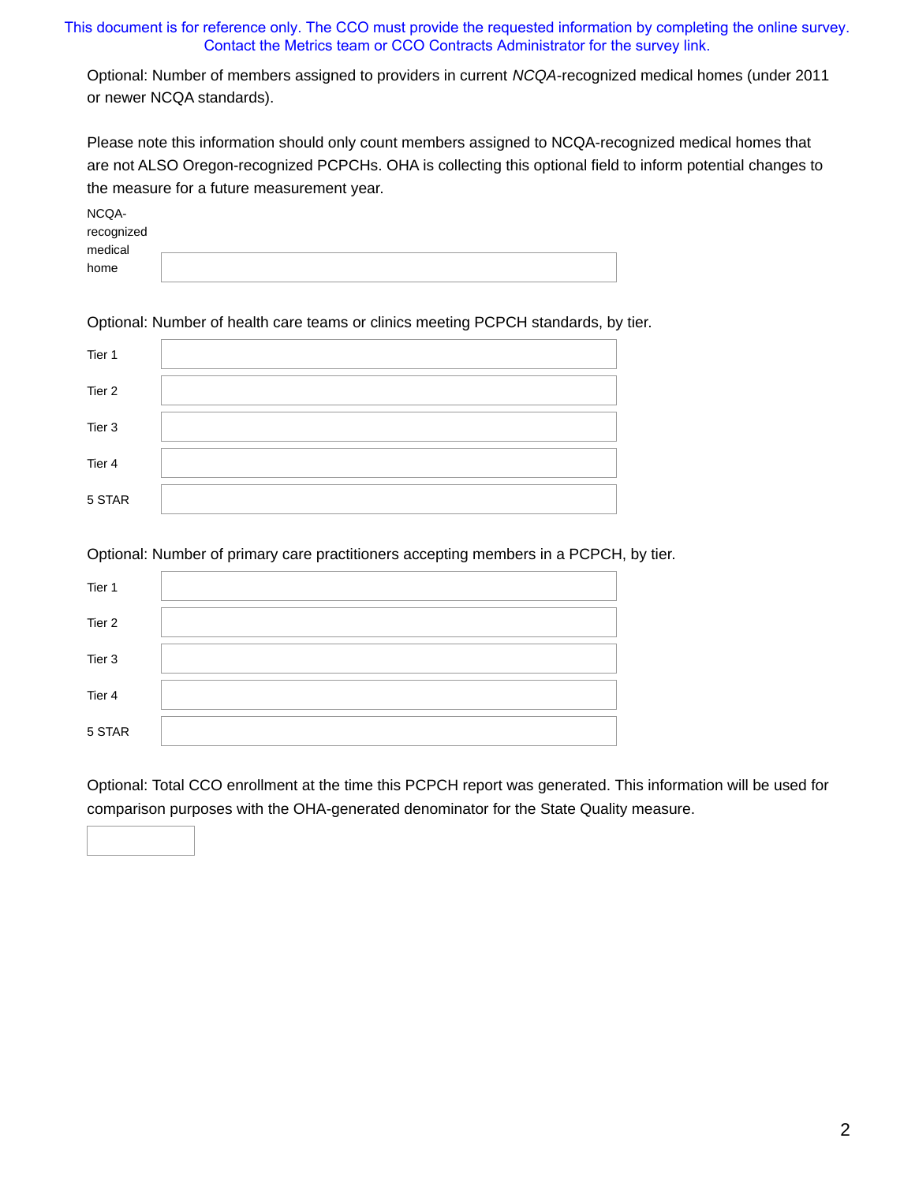This document is for reference only. The CCO must provide the requested information by completing the online survey. Contact the Metrics team or CCO Contracts Administrator for the survey link.

Optional: Number of members assigned to providers in current *NCQA*-recognized medical homes (under 2011 or newer NCQA standards).

Please note this information should only count members assigned to NCQA-recognized medical homes that are not ALSO Oregon-recognized PCPCHs. OHA is collecting this optional field to inform potential changes to the measure for a future measurement year.

| | |
|---|---|
| NCQA-recognized medical home | |

Optional: Number of health care teams or clinics meeting PCPCH standards, by tier.

| | |
|---|---|
| Tier 1 | |
| Tier 2 | |
| Tier 3 | |
| Tier 4 | |
| 5 STAR | |

Optional: Number of primary care practitioners accepting members in a PCPCH, by tier.

| | |
|---|---|
| Tier 1 | |
| Tier 2 | |
| Tier 3 | |
| Tier 4 | |
| 5 STAR | |

Optional: Total CCO enrollment at the time this PCPCH report was generated. This information will be used for comparison purposes with the OHA-generated denominator for the State Quality measure.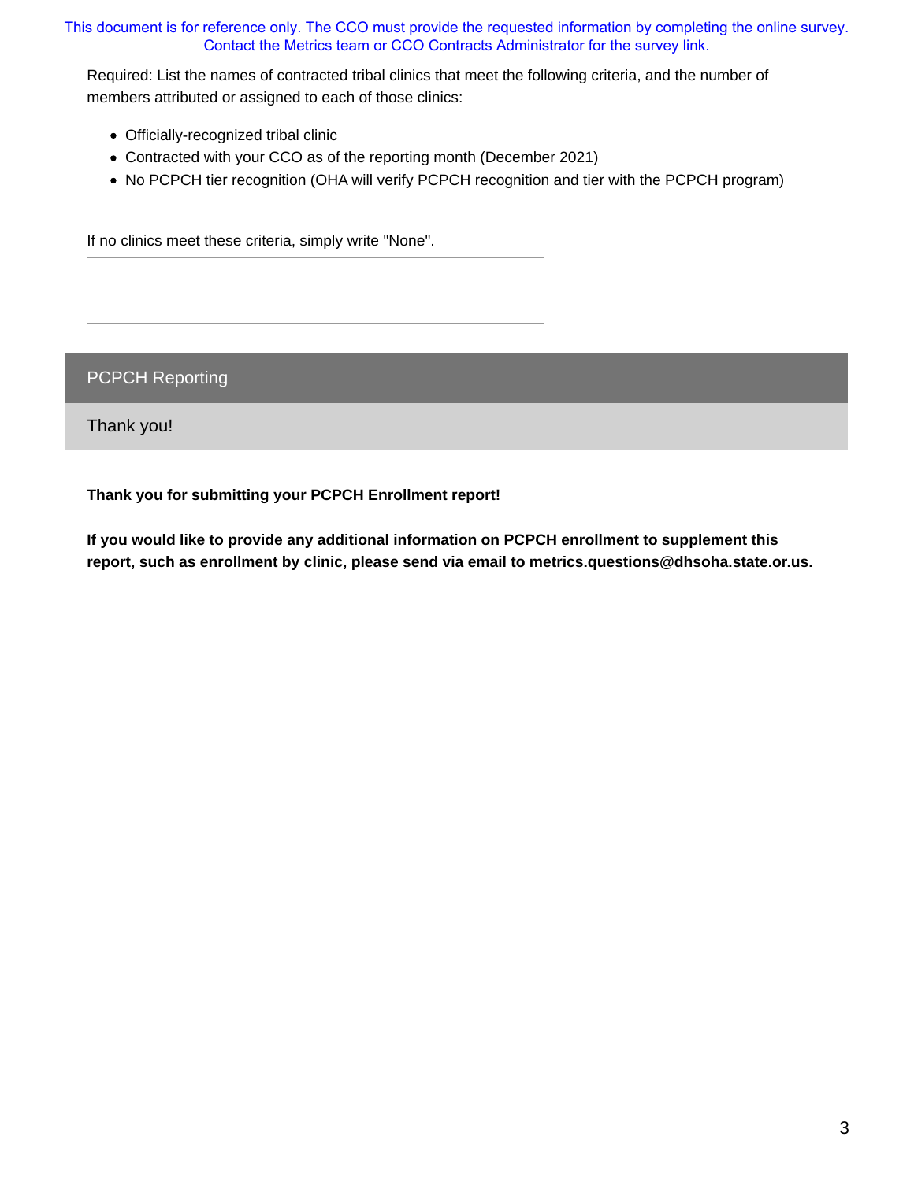This document is for reference only. The CCO must provide the requested information by completing the online survey. Contact the Metrics team or CCO Contracts Administrator for the survey link.

Required: List the names of contracted tribal clinics that meet the following criteria, and the number of members attributed or assigned to each of those clinics:

- Officially-recognized tribal clinic
- Contracted with your CCO as of the reporting month (December 2021)
- No PCPCH tier recognition (OHA will verify PCPCH recognition and tier with the PCPCH program)

If no clinics meet these criteria, simply write "None".

## PCPCH Reporting

### Thank you!

**Thank you for submitting your PCPCH Enrollment report!**

**If you would like to provide any additional information on PCPCH enrollment to supplement this report, such as enrollment by clinic, please send via email to metrics.questions@dhsoha.state.or.us.**